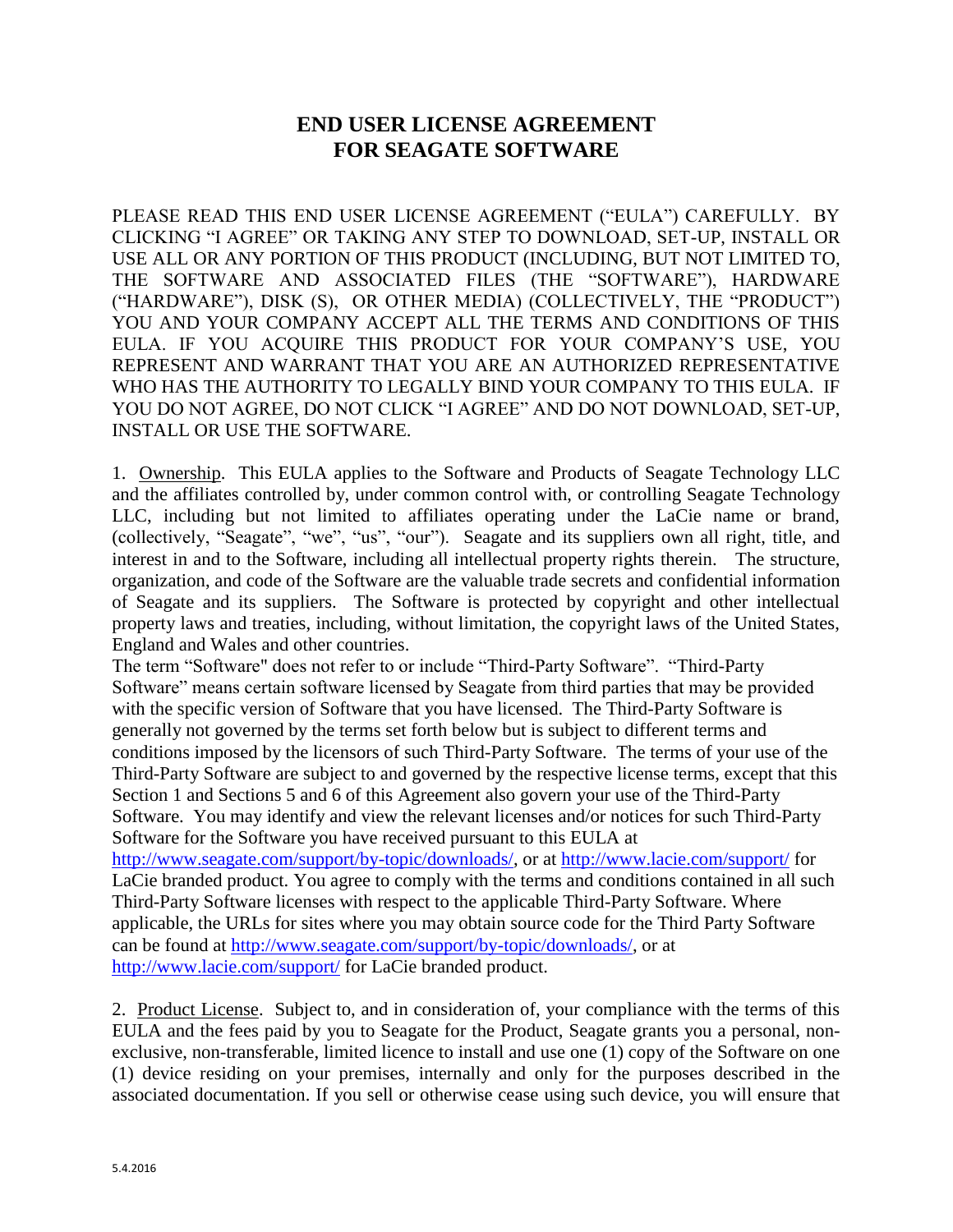# END USER LICENSE AGREEMENT
# FOR SEAGATE SOFTWARE

PLEASE READ THIS END USER LICENSE AGREEMENT ("EULA") CAREFULLY. BY CLICKING "I AGREE" OR TAKING ANY STEP TO DOWNLOAD, SET-UP, INSTALL OR USE ALL OR ANY PORTION OF THIS PRODUCT (INCLUDING, BUT NOT LIMITED TO, THE SOFTWARE AND ASSOCIATED FILES (THE "SOFTWARE"), HARDWARE ("HARDWARE"), DISK (S), OR OTHER MEDIA) (COLLECTIVELY, THE "PRODUCT") YOU AND YOUR COMPANY ACCEPT ALL THE TERMS AND CONDITIONS OF THIS EULA. IF YOU ACQUIRE THIS PRODUCT FOR YOUR COMPANY'S USE, YOU REPRESENT AND WARRANT THAT YOU ARE AN AUTHORIZED REPRESENTATIVE WHO HAS THE AUTHORITY TO LEGALLY BIND YOUR COMPANY TO THIS EULA. IF YOU DO NOT AGREE, DO NOT CLICK "I AGREE" AND DO NOT DOWNLOAD, SET-UP, INSTALL OR USE THE SOFTWARE.

1. Ownership. This EULA applies to the Software and Products of Seagate Technology LLC and the affiliates controlled by, under common control with, or controlling Seagate Technology LLC, including but not limited to affiliates operating under the LaCie name or brand, (collectively, "Seagate", "we", "us", "our"). Seagate and its suppliers own all right, title, and interest in and to the Software, including all intellectual property rights therein. The structure, organization, and code of the Software are the valuable trade secrets and confidential information of Seagate and its suppliers. The Software is protected by copyright and other intellectual property laws and treaties, including, without limitation, the copyright laws of the United States, England and Wales and other countries.

The term "Software" does not refer to or include "Third-Party Software". "Third-Party Software" means certain software licensed by Seagate from third parties that may be provided with the specific version of Software that you have licensed. The Third-Party Software is generally not governed by the terms set forth below but is subject to different terms and conditions imposed by the licensors of such Third-Party Software. The terms of your use of the Third-Party Software are subject to and governed by the respective license terms, except that this Section 1 and Sections 5 and 6 of this Agreement also govern your use of the Third-Party Software. You may identify and view the relevant licenses and/or notices for such Third-Party Software for the Software you have received pursuant to this EULA at http://www.seagate.com/support/by-topic/downloads/, or at http://www.lacie.com/support/ for LaCie branded product. You agree to comply with the terms and conditions contained in all such Third-Party Software licenses with respect to the applicable Third-Party Software. Where applicable, the URLs for sites where you may obtain source code for the Third Party Software can be found at http://www.seagate.com/support/by-topic/downloads/, or at http://www.lacie.com/support/ for LaCie branded product.

2. Product License. Subject to, and in consideration of, your compliance with the terms of this EULA and the fees paid by you to Seagate for the Product, Seagate grants you a personal, non-exclusive, non-transferable, limited licence to install and use one (1) copy of the Software on one (1) device residing on your premises, internally and only for the purposes described in the associated documentation. If you sell or otherwise cease using such device, you will ensure that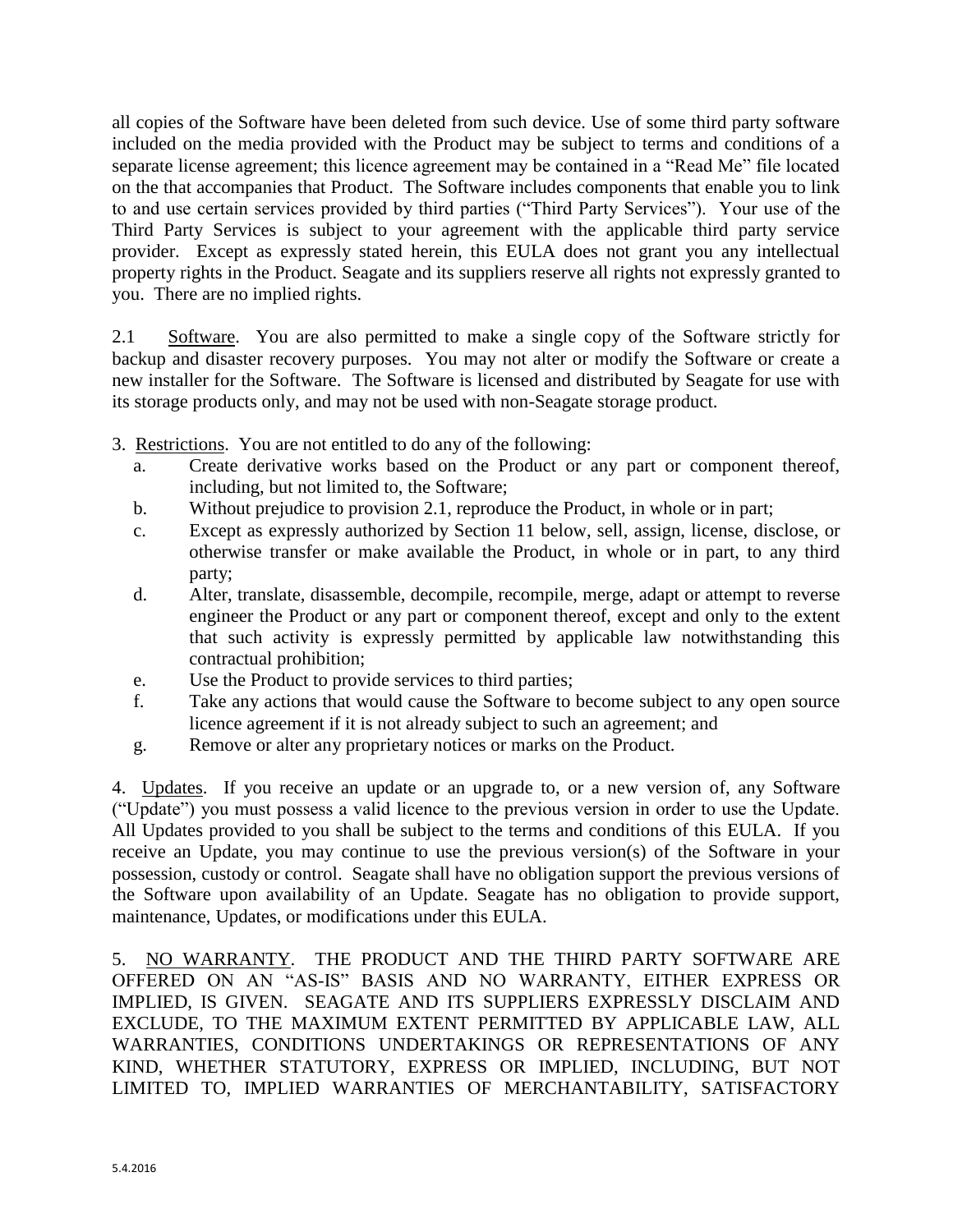all copies of the Software have been deleted from such device. Use of some third party software included on the media provided with the Product may be subject to terms and conditions of a separate license agreement; this licence agreement may be contained in a "Read Me" file located on the that accompanies that Product. The Software includes components that enable you to link to and use certain services provided by third parties ("Third Party Services"). Your use of the Third Party Services is subject to your agreement with the applicable third party service provider. Except as expressly stated herein, this EULA does not grant you any intellectual property rights in the Product. Seagate and its suppliers reserve all rights not expressly granted to you. There are no implied rights.

2.1 Software. You are also permitted to make a single copy of the Software strictly for backup and disaster recovery purposes. You may not alter or modify the Software or create a new installer for the Software. The Software is licensed and distributed by Seagate for use with its storage products only, and may not be used with non-Seagate storage product.

3. Restrictions. You are not entitled to do any of the following:

a. Create derivative works based on the Product or any part or component thereof, including, but not limited to, the Software;
b. Without prejudice to provision 2.1, reproduce the Product, in whole or in part;
c. Except as expressly authorized by Section 11 below, sell, assign, license, disclose, or otherwise transfer or make available the Product, in whole or in part, to any third party;
d. Alter, translate, disassemble, decompile, recompile, merge, adapt or attempt to reverse engineer the Product or any part or component thereof, except and only to the extent that such activity is expressly permitted by applicable law notwithstanding this contractual prohibition;
e. Use the Product to provide services to third parties;
f. Take any actions that would cause the Software to become subject to any open source licence agreement if it is not already subject to such an agreement; and
g. Remove or alter any proprietary notices or marks on the Product.

4. Updates. If you receive an update or an upgrade to, or a new version of, any Software ("Update") you must possess a valid licence to the previous version in order to use the Update. All Updates provided to you shall be subject to the terms and conditions of this EULA. If you receive an Update, you may continue to use the previous version(s) of the Software in your possession, custody or control. Seagate shall have no obligation support the previous versions of the Software upon availability of an Update. Seagate has no obligation to provide support, maintenance, Updates, or modifications under this EULA.

5. NO WARRANTY. THE PRODUCT AND THE THIRD PARTY SOFTWARE ARE OFFERED ON AN "AS-IS" BASIS AND NO WARRANTY, EITHER EXPRESS OR IMPLIED, IS GIVEN. SEAGATE AND ITS SUPPLIERS EXPRESSLY DISCLAIM AND EXCLUDE, TO THE MAXIMUM EXTENT PERMITTED BY APPLICABLE LAW, ALL WARRANTIES, CONDITIONS UNDERTAKINGS OR REPRESENTATIONS OF ANY KIND, WHETHER STATUTORY, EXPRESS OR IMPLIED, INCLUDING, BUT NOT LIMITED TO, IMPLIED WARRANTIES OF MERCHANTABILITY, SATISFACTORY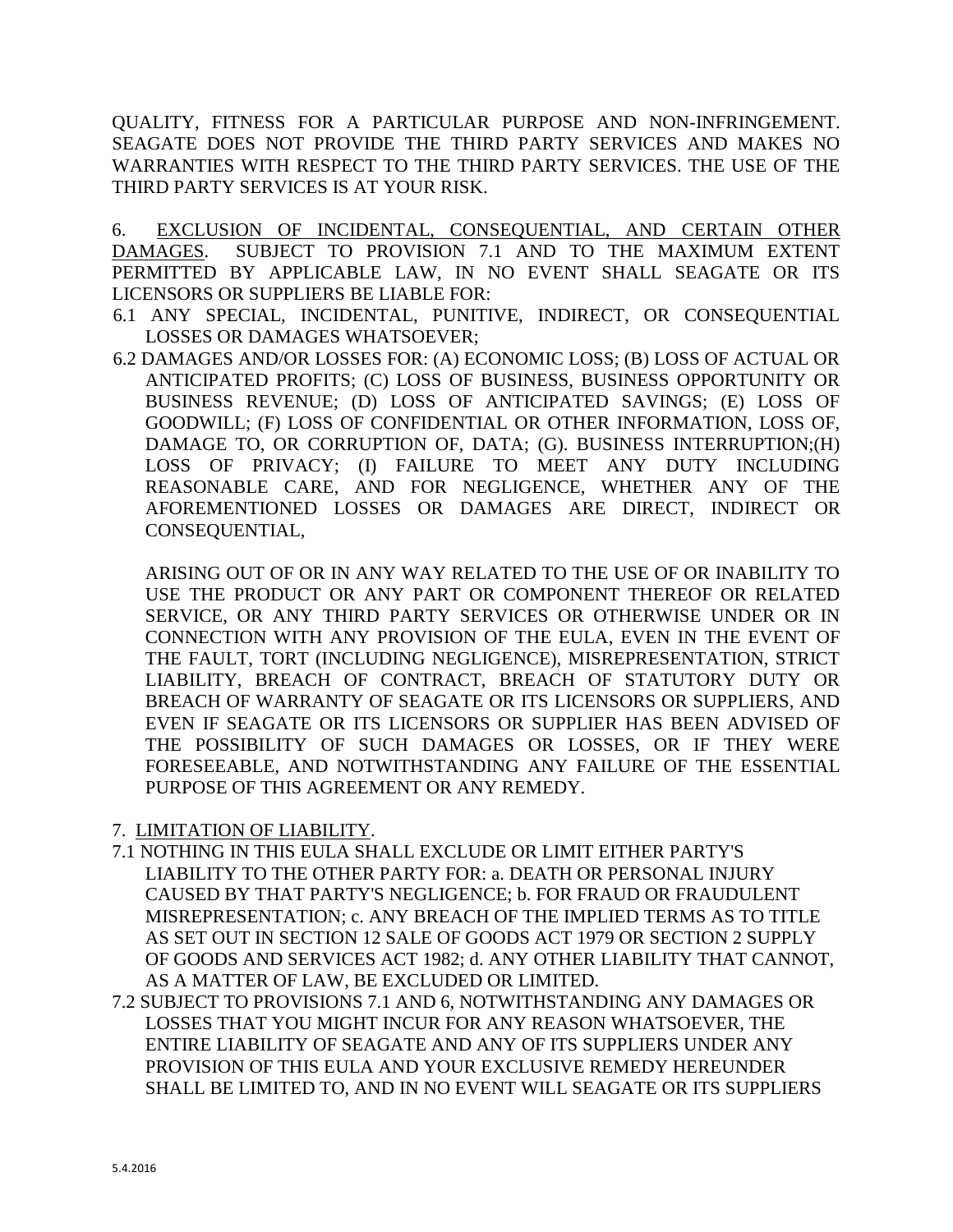QUALITY, FITNESS FOR A PARTICULAR PURPOSE AND NON-INFRINGEMENT. SEAGATE DOES NOT PROVIDE THE THIRD PARTY SERVICES AND MAKES NO WARRANTIES WITH RESPECT TO THE THIRD PARTY SERVICES. THE USE OF THE THIRD PARTY SERVICES IS AT YOUR RISK.

6. EXCLUSION OF INCIDENTAL, CONSEQUENTIAL, AND CERTAIN OTHER DAMAGES. SUBJECT TO PROVISION 7.1 AND TO THE MAXIMUM EXTENT PERMITTED BY APPLICABLE LAW, IN NO EVENT SHALL SEAGATE OR ITS LICENSORS OR SUPPLIERS BE LIABLE FOR:

6.1 ANY SPECIAL, INCIDENTAL, PUNITIVE, INDIRECT, OR CONSEQUENTIAL LOSSES OR DAMAGES WHATSOEVER;

6.2 DAMAGES AND/OR LOSSES FOR: (A) ECONOMIC LOSS; (B) LOSS OF ACTUAL OR ANTICIPATED PROFITS; (C) LOSS OF BUSINESS, BUSINESS OPPORTUNITY OR BUSINESS REVENUE; (D) LOSS OF ANTICIPATED SAVINGS; (E) LOSS OF GOODWILL; (F) LOSS OF CONFIDENTIAL OR OTHER INFORMATION, LOSS OF, DAMAGE TO, OR CORRUPTION OF, DATA; (G). BUSINESS INTERRUPTION;(H) LOSS OF PRIVACY; (I) FAILURE TO MEET ANY DUTY INCLUDING REASONABLE CARE, AND FOR NEGLIGENCE, WHETHER ANY OF THE AFOREMENTIONED LOSSES OR DAMAGES ARE DIRECT, INDIRECT OR CONSEQUENTIAL,

ARISING OUT OF OR IN ANY WAY RELATED TO THE USE OF OR INABILITY TO USE THE PRODUCT OR ANY PART OR COMPONENT THEREOF OR RELATED SERVICE, OR ANY THIRD PARTY SERVICES OR OTHERWISE UNDER OR IN CONNECTION WITH ANY PROVISION OF THE EULA, EVEN IN THE EVENT OF THE FAULT, TORT (INCLUDING NEGLIGENCE), MISREPRESENTATION, STRICT LIABILITY, BREACH OF CONTRACT, BREACH OF STATUTORY DUTY OR BREACH OF WARRANTY OF SEAGATE OR ITS LICENSORS OR SUPPLIERS, AND EVEN IF SEAGATE OR ITS LICENSORS OR SUPPLIER HAS BEEN ADVISED OF THE POSSIBILITY OF SUCH DAMAGES OR LOSSES, OR IF THEY WERE FORESEEABLE, AND NOTWITHSTANDING ANY FAILURE OF THE ESSENTIAL PURPOSE OF THIS AGREEMENT OR ANY REMEDY.

7. LIMITATION OF LIABILITY.

7.1 NOTHING IN THIS EULA SHALL EXCLUDE OR LIMIT EITHER PARTY'S LIABILITY TO THE OTHER PARTY FOR: a. DEATH OR PERSONAL INJURY CAUSED BY THAT PARTY'S NEGLIGENCE; b. FOR FRAUD OR FRAUDULENT MISREPRESENTATION; c. ANY BREACH OF THE IMPLIED TERMS AS TO TITLE AS SET OUT IN SECTION 12 SALE OF GOODS ACT 1979 OR SECTION 2 SUPPLY OF GOODS AND SERVICES ACT 1982; d. ANY OTHER LIABILITY THAT CANNOT, AS A MATTER OF LAW, BE EXCLUDED OR LIMITED.

7.2 SUBJECT TO PROVISIONS 7.1 AND 6, NOTWITHSTANDING ANY DAMAGES OR LOSSES THAT YOU MIGHT INCUR FOR ANY REASON WHATSOEVER, THE ENTIRE LIABILITY OF SEAGATE AND ANY OF ITS SUPPLIERS UNDER ANY PROVISION OF THIS EULA AND YOUR EXCLUSIVE REMEDY HEREUNDER SHALL BE LIMITED TO, AND IN NO EVENT WILL SEAGATE OR ITS SUPPLIERS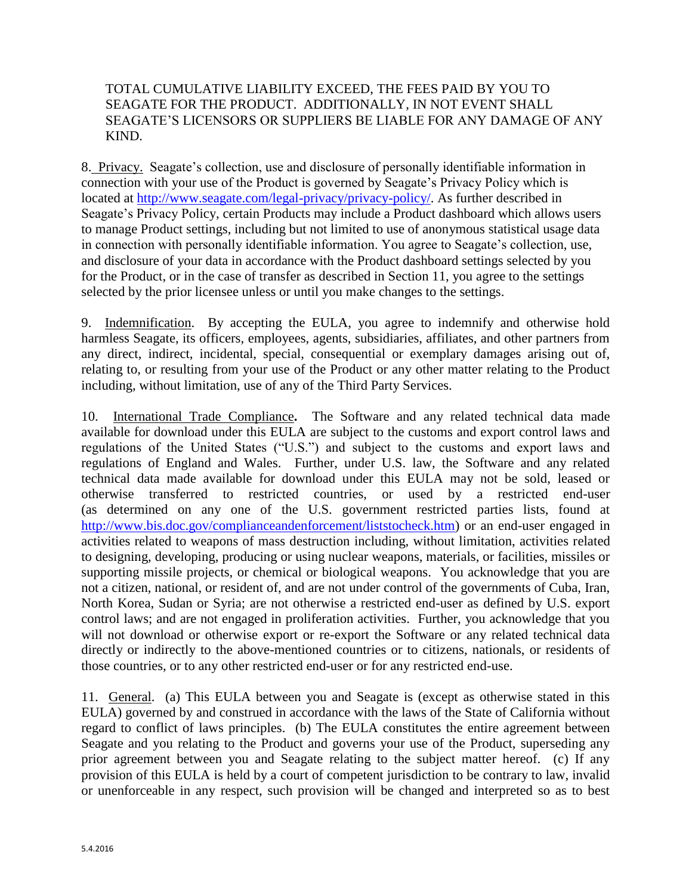TOTAL CUMULATIVE LIABILITY EXCEED, THE FEES PAID BY YOU TO SEAGATE FOR THE PRODUCT. ADDITIONALLY, IN NOT EVENT SHALL SEAGATE'S LICENSORS OR SUPPLIERS BE LIABLE FOR ANY DAMAGE OF ANY KIND.

8. Privacy. Seagate's collection, use and disclosure of personally identifiable information in connection with your use of the Product is governed by Seagate's Privacy Policy which is located at http://www.seagate.com/legal-privacy/privacy-policy/. As further described in Seagate's Privacy Policy, certain Products may include a Product dashboard which allows users to manage Product settings, including but not limited to use of anonymous statistical usage data in connection with personally identifiable information. You agree to Seagate's collection, use, and disclosure of your data in accordance with the Product dashboard settings selected by you for the Product, or in the case of transfer as described in Section 11, you agree to the settings selected by the prior licensee unless or until you make changes to the settings.

9. Indemnification. By accepting the EULA, you agree to indemnify and otherwise hold harmless Seagate, its officers, employees, agents, subsidiaries, affiliates, and other partners from any direct, indirect, incidental, special, consequential or exemplary damages arising out of, relating to, or resulting from your use of the Product or any other matter relating to the Product including, without limitation, use of any of the Third Party Services.

10. International Trade Compliance**.** The Software and any related technical data made available for download under this EULA are subject to the customs and export control laws and regulations of the United States ("U.S.") and subject to the customs and export laws and regulations of England and Wales. Further, under U.S. law, the Software and any related technical data made available for download under this EULA may not be sold, leased or otherwise transferred to restricted countries, or used by a restricted end-user (as determined on any one of the U.S. government restricted parties lists, found at http://www.bis.doc.gov/complianceandenforcement/liststocheck.htm) or an end-user engaged in activities related to weapons of mass destruction including, without limitation, activities related to designing, developing, producing or using nuclear weapons, materials, or facilities, missiles or supporting missile projects, or chemical or biological weapons. You acknowledge that you are not a citizen, national, or resident of, and are not under control of the governments of Cuba, Iran, North Korea, Sudan or Syria; are not otherwise a restricted end-user as defined by U.S. export control laws; and are not engaged in proliferation activities. Further, you acknowledge that you will not download or otherwise export or re-export the Software or any related technical data directly or indirectly to the above-mentioned countries or to citizens, nationals, or residents of those countries, or to any other restricted end-user or for any restricted end-use.

11. General. (a) This EULA between you and Seagate is (except as otherwise stated in this EULA) governed by and construed in accordance with the laws of the State of California without regard to conflict of laws principles. (b) The EULA constitutes the entire agreement between Seagate and you relating to the Product and governs your use of the Product, superseding any prior agreement between you and Seagate relating to the subject matter hereof. (c) If any provision of this EULA is held by a court of competent jurisdiction to be contrary to law, invalid or unenforceable in any respect, such provision will be changed and interpreted so as to best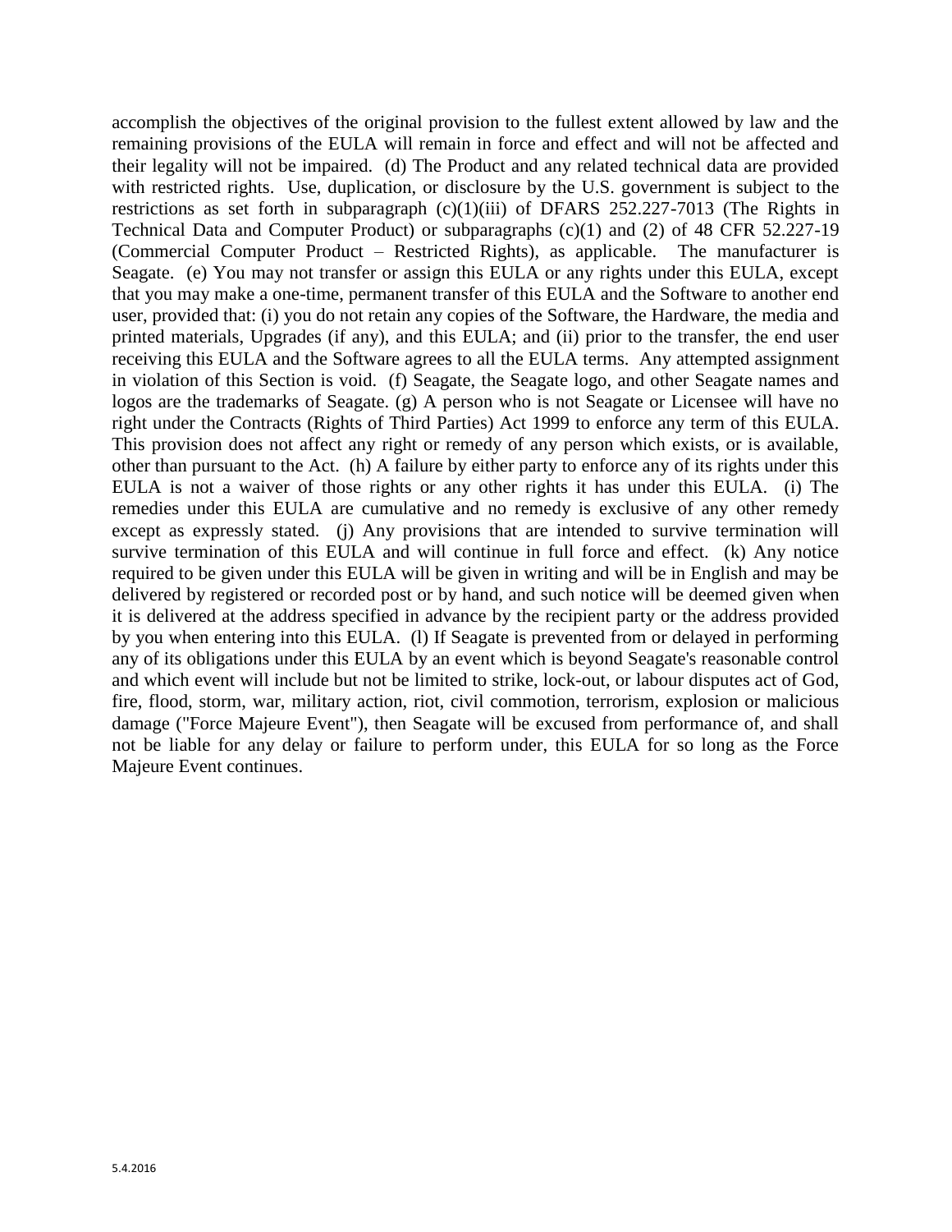accomplish the objectives of the original provision to the fullest extent allowed by law and the remaining provisions of the EULA will remain in force and effect and will not be affected and their legality will not be impaired. (d) The Product and any related technical data are provided with restricted rights. Use, duplication, or disclosure by the U.S. government is subject to the restrictions as set forth in subparagraph (c)(1)(iii) of DFARS 252.227-7013 (The Rights in Technical Data and Computer Product) or subparagraphs (c)(1) and (2) of 48 CFR 52.227-19 (Commercial Computer Product – Restricted Rights), as applicable. The manufacturer is Seagate. (e) You may not transfer or assign this EULA or any rights under this EULA, except that you may make a one-time, permanent transfer of this EULA and the Software to another end user, provided that: (i) you do not retain any copies of the Software, the Hardware, the media and printed materials, Upgrades (if any), and this EULA; and (ii) prior to the transfer, the end user receiving this EULA and the Software agrees to all the EULA terms. Any attempted assignment in violation of this Section is void. (f) Seagate, the Seagate logo, and other Seagate names and logos are the trademarks of Seagate. (g) A person who is not Seagate or Licensee will have no right under the Contracts (Rights of Third Parties) Act 1999 to enforce any term of this EULA. This provision does not affect any right or remedy of any person which exists, or is available, other than pursuant to the Act. (h) A failure by either party to enforce any of its rights under this EULA is not a waiver of those rights or any other rights it has under this EULA. (i) The remedies under this EULA are cumulative and no remedy is exclusive of any other remedy except as expressly stated. (j) Any provisions that are intended to survive termination will survive termination of this EULA and will continue in full force and effect. (k) Any notice required to be given under this EULA will be given in writing and will be in English and may be delivered by registered or recorded post or by hand, and such notice will be deemed given when it is delivered at the address specified in advance by the recipient party or the address provided by you when entering into this EULA. (l) If Seagate is prevented from or delayed in performing any of its obligations under this EULA by an event which is beyond Seagate's reasonable control and which event will include but not be limited to strike, lock-out, or labour disputes act of God, fire, flood, storm, war, military action, riot, civil commotion, terrorism, explosion or malicious damage ("Force Majeure Event"), then Seagate will be excused from performance of, and shall not be liable for any delay or failure to perform under, this EULA for so long as the Force Majeure Event continues.